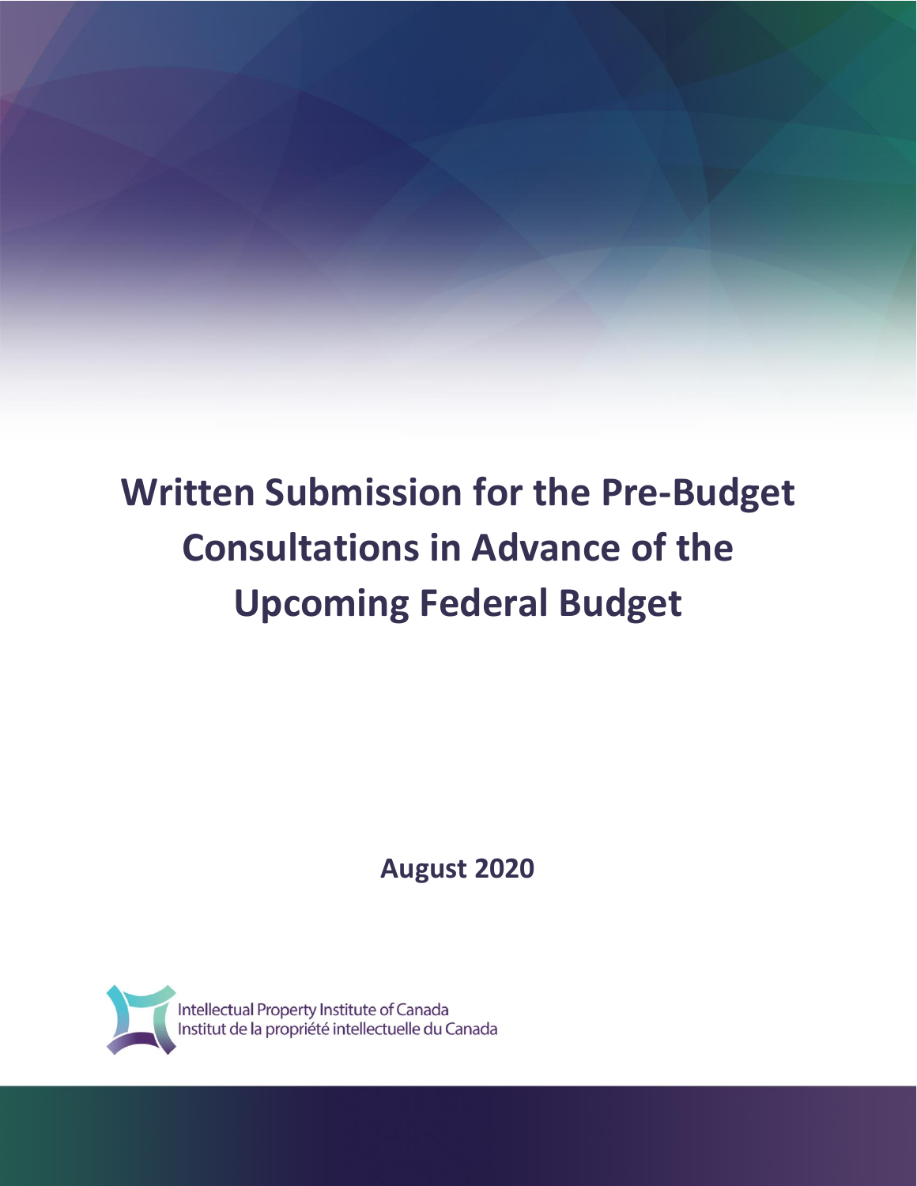# Written Submission for the Pre-Budget Consultations in Advance of the Upcoming Federal Budget

**August 2020**

Intellectual Property Institute of Canada
Institut de la propriété intellectuelle du Canada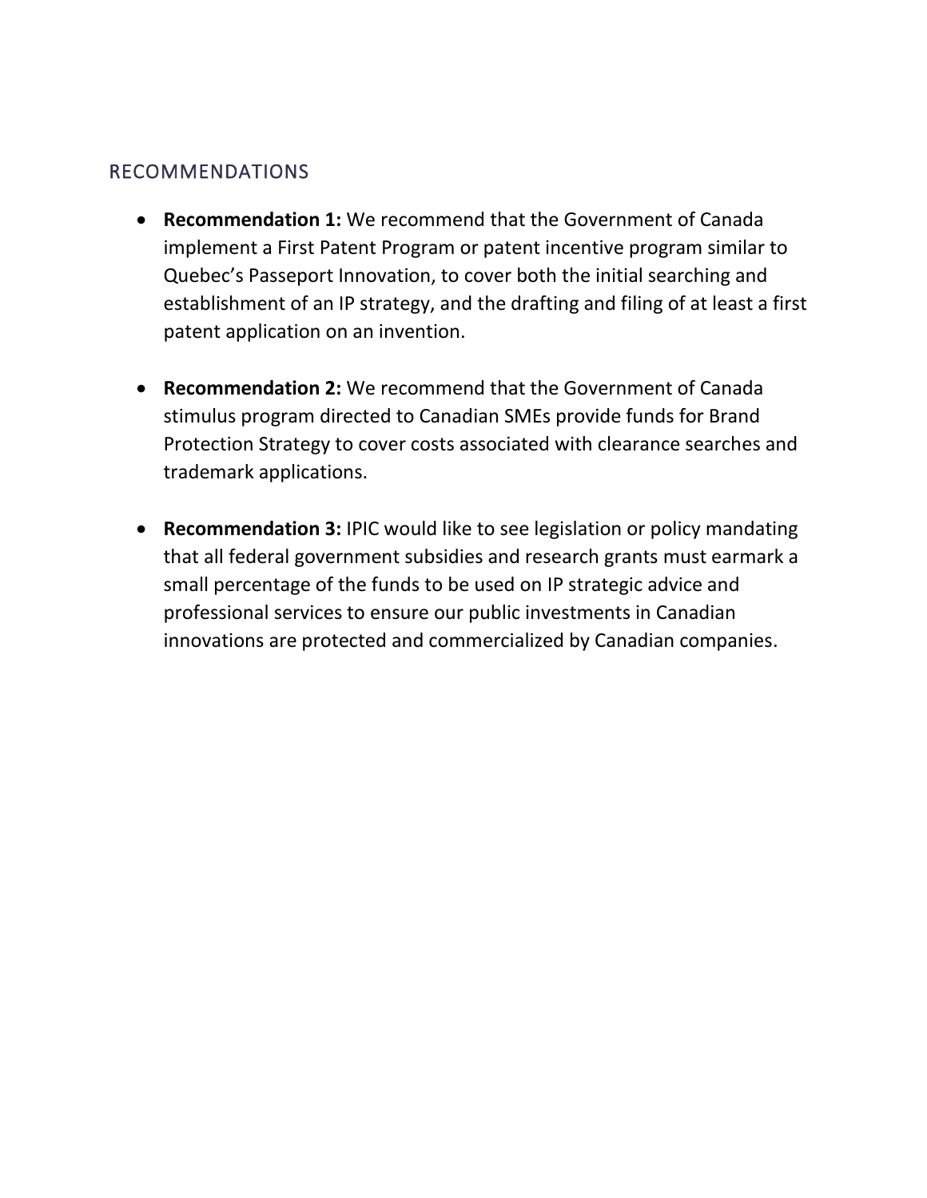## RECOMMENDATIONS

- **Recommendation 1:** We recommend that the Government of Canada implement a First Patent Program or patent incentive program similar to Quebec's Passeport Innovation, to cover both the initial searching and establishment of an IP strategy, and the drafting and filing of at least a first patent application on an invention.

- **Recommendation 2:** We recommend that the Government of Canada stimulus program directed to Canadian SMEs provide funds for Brand Protection Strategy to cover costs associated with clearance searches and trademark applications.

- **Recommendation 3:** IPIC would like to see legislation or policy mandating that all federal government subsidies and research grants must earmark a small percentage of the funds to be used on IP strategic advice and professional services to ensure our public investments in Canadian innovations are protected and commercialized by Canadian companies.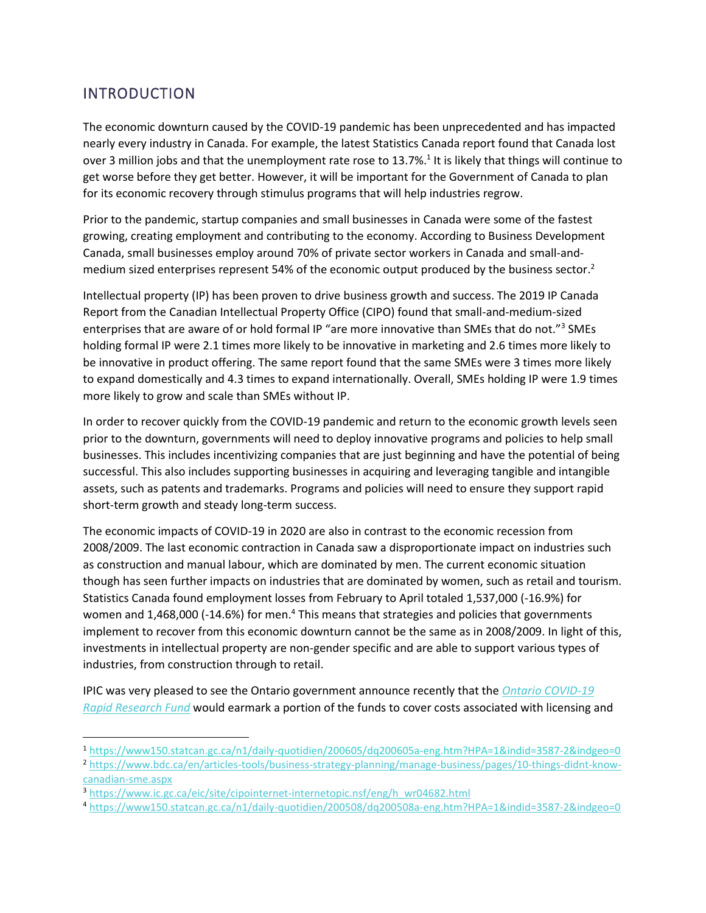## INTRODUCTION

The economic downturn caused by the COVID-19 pandemic has been unprecedented and has impacted nearly every industry in Canada. For example, the latest Statistics Canada report found that Canada lost over 3 million jobs and that the unemployment rate rose to 13.7%.[1] It is likely that things will continue to get worse before they get better. However, it will be important for the Government of Canada to plan for its economic recovery through stimulus programs that will help industries regrow.

Prior to the pandemic, startup companies and small businesses in Canada were some of the fastest growing, creating employment and contributing to the economy. According to Business Development Canada, small businesses employ around 70% of private sector workers in Canada and small-and-medium sized enterprises represent 54% of the economic output produced by the business sector.[2]

Intellectual property (IP) has been proven to drive business growth and success. The 2019 IP Canada Report from the Canadian Intellectual Property Office (CIPO) found that small-and-medium-sized enterprises that are aware of or hold formal IP "are more innovative than SMEs that do not."[3] SMEs holding formal IP were 2.1 times more likely to be innovative in marketing and 2.6 times more likely to be innovative in product offering. The same report found that the same SMEs were 3 times more likely to expand domestically and 4.3 times to expand internationally. Overall, SMEs holding IP were 1.9 times more likely to grow and scale than SMEs without IP.

In order to recover quickly from the COVID-19 pandemic and return to the economic growth levels seen prior to the downturn, governments will need to deploy innovative programs and policies to help small businesses. This includes incentivizing companies that are just beginning and have the potential of being successful. This also includes supporting businesses in acquiring and leveraging tangible and intangible assets, such as patents and trademarks. Programs and policies will need to ensure they support rapid short-term growth and steady long-term success.

The economic impacts of COVID-19 in 2020 are also in contrast to the economic recession from 2008/2009. The last economic contraction in Canada saw a disproportionate impact on industries such as construction and manual labour, which are dominated by men. The current economic situation though has seen further impacts on industries that are dominated by women, such as retail and tourism. Statistics Canada found employment losses from February to April totaled 1,537,000 (-16.9%) for women and 1,468,000 (-14.6%) for men.[4] This means that strategies and policies that governments implement to recover from this economic downturn cannot be the same as in 2008/2009. In light of this, investments in intellectual property are non-gender specific and are able to support various types of industries, from construction through to retail.

IPIC was very pleased to see the Ontario government announce recently that the [Ontario COVID-19 Rapid Research Fund](#) would earmark a portion of the funds to cover costs associated with licensing and

---

[1] https://www150.statcan.gc.ca/n1/daily-quotidien/200605/dq200605a-eng.htm?HPA=1&indid=3587-2&indgeo=0

[2] https://www.bdc.ca/en/articles-tools/business-strategy-planning/manage-business/pages/10-things-didnt-know-canadian-sme.aspx

[3] https://www.ic.gc.ca/eic/site/cipointernet-internetopic.nsf/eng/h_wr04682.html

[4] https://www150.statcan.gc.ca/n1/daily-quotidien/200508/dq200508a-eng.htm?HPA=1&indid=3587-2&indgeo=0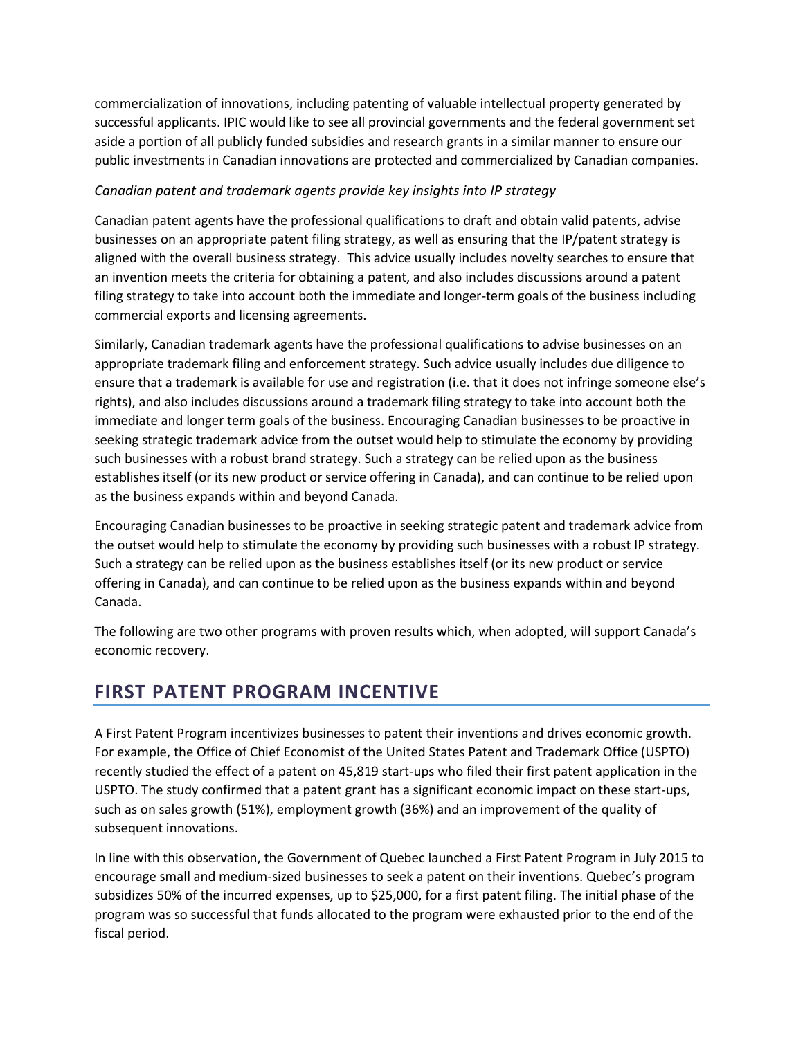commercialization of innovations, including patenting of valuable intellectual property generated by successful applicants. IPIC would like to see all provincial governments and the federal government set aside a portion of all publicly funded subsidies and research grants in a similar manner to ensure our public investments in Canadian innovations are protected and commercialized by Canadian companies.

*Canadian patent and trademark agents provide key insights into IP strategy*

Canadian patent agents have the professional qualifications to draft and obtain valid patents, advise businesses on an appropriate patent filing strategy, as well as ensuring that the IP/patent strategy is aligned with the overall business strategy. This advice usually includes novelty searches to ensure that an invention meets the criteria for obtaining a patent, and also includes discussions around a patent filing strategy to take into account both the immediate and longer-term goals of the business including commercial exports and licensing agreements.

Similarly, Canadian trademark agents have the professional qualifications to advise businesses on an appropriate trademark filing and enforcement strategy. Such advice usually includes due diligence to ensure that a trademark is available for use and registration (i.e. that it does not infringe someone else's rights), and also includes discussions around a trademark filing strategy to take into account both the immediate and longer term goals of the business. Encouraging Canadian businesses to be proactive in seeking strategic trademark advice from the outset would help to stimulate the economy by providing such businesses with a robust brand strategy. Such a strategy can be relied upon as the business establishes itself (or its new product or service offering in Canada), and can continue to be relied upon as the business expands within and beyond Canada.

Encouraging Canadian businesses to be proactive in seeking strategic patent and trademark advice from the outset would help to stimulate the economy by providing such businesses with a robust IP strategy. Such a strategy can be relied upon as the business establishes itself (or its new product or service offering in Canada), and can continue to be relied upon as the business expands within and beyond Canada.

The following are two other programs with proven results which, when adopted, will support Canada's economic recovery.

## FIRST PATENT PROGRAM INCENTIVE

A First Patent Program incentivizes businesses to patent their inventions and drives economic growth. For example, the Office of Chief Economist of the United States Patent and Trademark Office (USPTO) recently studied the effect of a patent on 45,819 start-ups who filed their first patent application in the USPTO. The study confirmed that a patent grant has a significant economic impact on these start-ups, such as on sales growth (51%), employment growth (36%) and an improvement of the quality of subsequent innovations.

In line with this observation, the Government of Quebec launched a First Patent Program in July 2015 to encourage small and medium-sized businesses to seek a patent on their inventions. Quebec's program subsidizes 50% of the incurred expenses, up to $25,000, for a first patent filing. The initial phase of the program was so successful that funds allocated to the program were exhausted prior to the end of the fiscal period.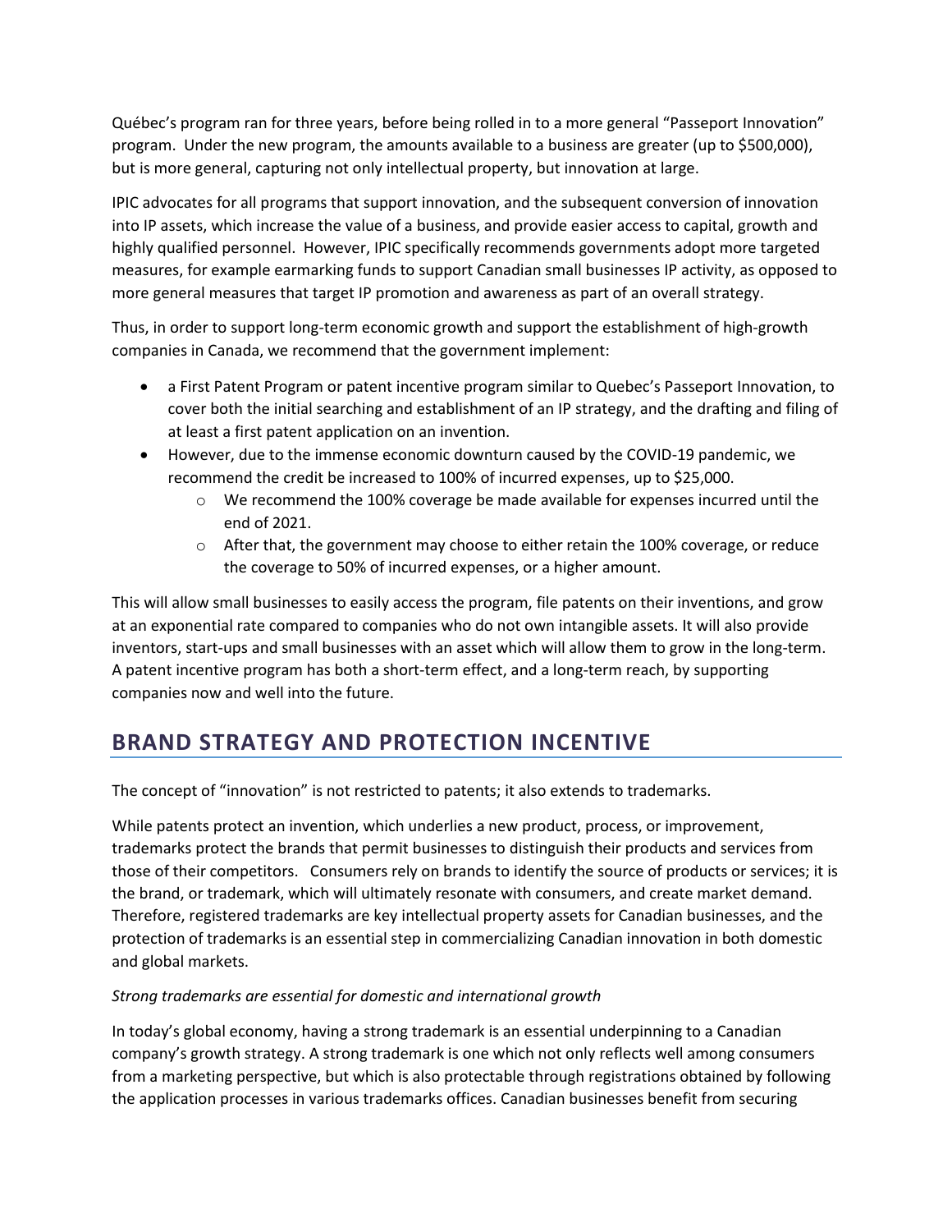Québec's program ran for three years, before being rolled in to a more general "Passeport Innovation" program. Under the new program, the amounts available to a business are greater (up to $500,000), but is more general, capturing not only intellectual property, but innovation at large.

IPIC advocates for all programs that support innovation, and the subsequent conversion of innovation into IP assets, which increase the value of a business, and provide easier access to capital, growth and highly qualified personnel. However, IPIC specifically recommends governments adopt more targeted measures, for example earmarking funds to support Canadian small businesses IP activity, as opposed to more general measures that target IP promotion and awareness as part of an overall strategy.

Thus, in order to support long-term economic growth and support the establishment of high-growth companies in Canada, we recommend that the government implement:

- a First Patent Program or patent incentive program similar to Quebec's Passeport Innovation, to cover both the initial searching and establishment of an IP strategy, and the drafting and filing of at least a first patent application on an invention.
- However, due to the immense economic downturn caused by the COVID-19 pandemic, we recommend the credit be increased to 100% of incurred expenses, up to $25,000.
    - We recommend the 100% coverage be made available for expenses incurred until the end of 2021.
    - After that, the government may choose to either retain the 100% coverage, or reduce the coverage to 50% of incurred expenses, or a higher amount.

This will allow small businesses to easily access the program, file patents on their inventions, and grow at an exponential rate compared to companies who do not own intangible assets. It will also provide inventors, start-ups and small businesses with an asset which will allow them to grow in the long-term. A patent incentive program has both a short-term effect, and a long-term reach, by supporting companies now and well into the future.

## BRAND STRATEGY AND PROTECTION INCENTIVE

The concept of "innovation" is not restricted to patents; it also extends to trademarks.

While patents protect an invention, which underlies a new product, process, or improvement, trademarks protect the brands that permit businesses to distinguish their products and services from those of their competitors. Consumers rely on brands to identify the source of products or services; it is the brand, or trademark, which will ultimately resonate with consumers, and create market demand. Therefore, registered trademarks are key intellectual property assets for Canadian businesses, and the protection of trademarks is an essential step in commercializing Canadian innovation in both domestic and global markets.

*Strong trademarks are essential for domestic and international growth*

In today's global economy, having a strong trademark is an essential underpinning to a Canadian company's growth strategy. A strong trademark is one which not only reflects well among consumers from a marketing perspective, but which is also protectable through registrations obtained by following the application processes in various trademarks offices. Canadian businesses benefit from securing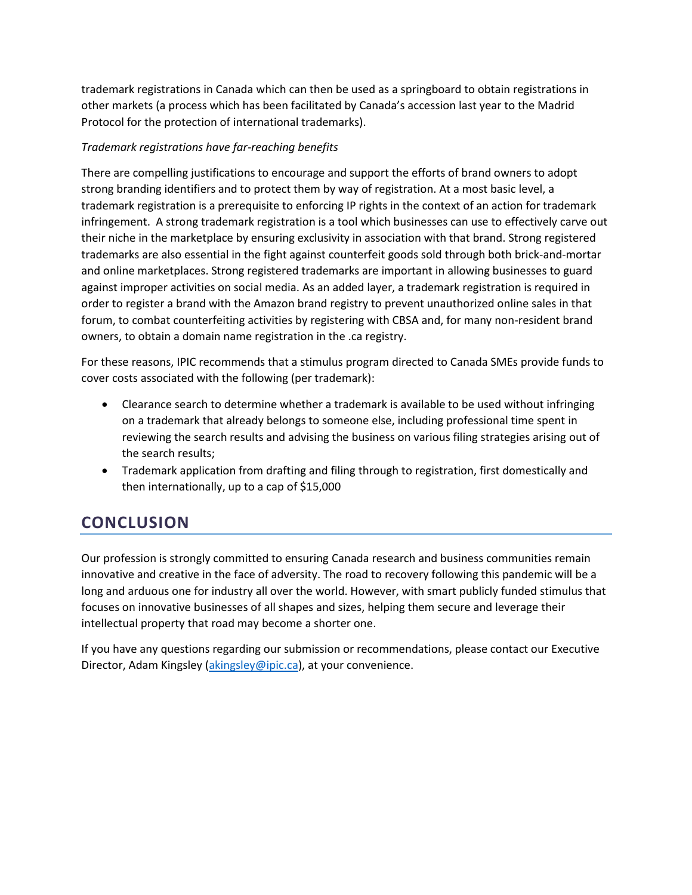trademark registrations in Canada which can then be used as a springboard to obtain registrations in other markets (a process which has been facilitated by Canada's accession last year to the Madrid Protocol for the protection of international trademarks).

*Trademark registrations have far-reaching benefits*

There are compelling justifications to encourage and support the efforts of brand owners to adopt strong branding identifiers and to protect them by way of registration. At a most basic level, a trademark registration is a prerequisite to enforcing IP rights in the context of an action for trademark infringement. A strong trademark registration is a tool which businesses can use to effectively carve out their niche in the marketplace by ensuring exclusivity in association with that brand. Strong registered trademarks are also essential in the fight against counterfeit goods sold through both brick-and-mortar and online marketplaces. Strong registered trademarks are important in allowing businesses to guard against improper activities on social media. As an added layer, a trademark registration is required in order to register a brand with the Amazon brand registry to prevent unauthorized online sales in that forum, to combat counterfeiting activities by registering with CBSA and, for many non-resident brand owners, to obtain a domain name registration in the .ca registry.

For these reasons, IPIC recommends that a stimulus program directed to Canada SMEs provide funds to cover costs associated with the following (per trademark):

- Clearance search to determine whether a trademark is available to be used without infringing on a trademark that already belongs to someone else, including professional time spent in reviewing the search results and advising the business on various filing strategies arising out of the search results;
- Trademark application from drafting and filing through to registration, first domestically and then internationally, up to a cap of $15,000

## CONCLUSION

Our profession is strongly committed to ensuring Canada research and business communities remain innovative and creative in the face of adversity. The road to recovery following this pandemic will be a long and arduous one for industry all over the world. However, with smart publicly funded stimulus that focuses on innovative businesses of all shapes and sizes, helping them secure and leverage their intellectual property that road may become a shorter one.

If you have any questions regarding our submission or recommendations, please contact our Executive Director, Adam Kingsley (akingsley@ipic.ca), at your convenience.